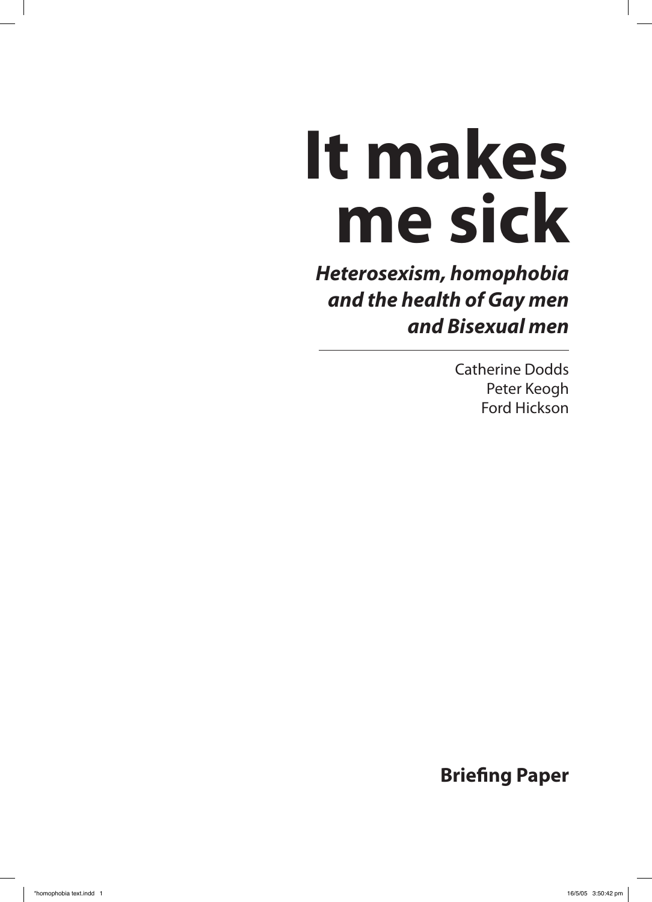# It makes me sick

***Heterosexism, homophobia and the health of Gay men and Bisexual men***

Catherine Dodds
Peter Keogh
Ford Hickson

**Briefing Paper**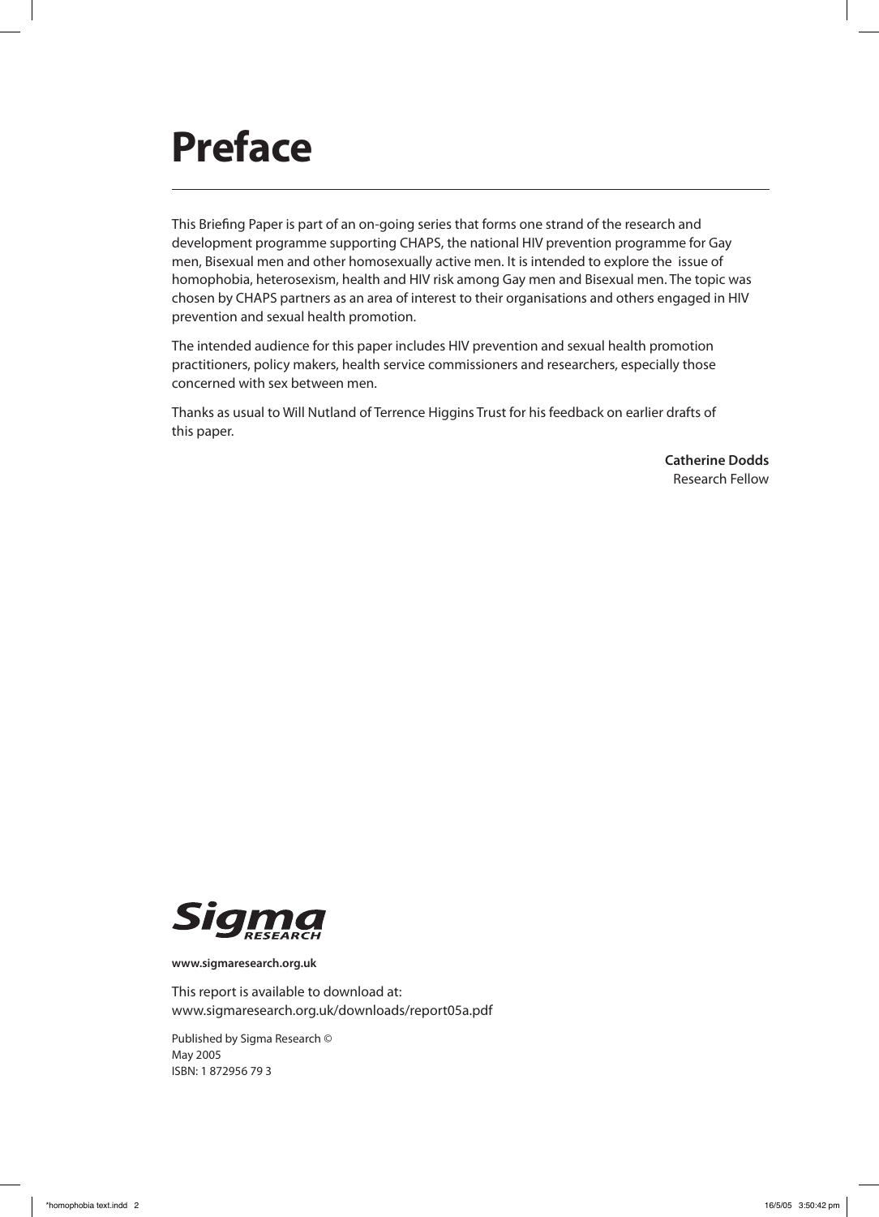# Preface

This Briefing Paper is part of an on-going series that forms one strand of the research and development programme supporting CHAPS, the national HIV prevention programme for Gay men, Bisexual men and other homosexually active men. It is intended to explore the issue of homophobia, heterosexism, health and HIV risk among Gay men and Bisexual men. The topic was chosen by CHAPS partners as an area of interest to their organisations and others engaged in HIV prevention and sexual health promotion.

The intended audience for this paper includes HIV prevention and sexual health promotion practitioners, policy makers, health service commissioners and researchers, especially those concerned with sex between men.

Thanks as usual to Will Nutland of Terrence Higgins Trust for his feedback on earlier drafts of this paper.

**Catherine Dodds**
Research Fellow

Sigma RESEARCH

**www.sigmaresearch.org.uk**

This report is available to download at:
www.sigmaresearch.org.uk/downloads/report05a.pdf

Published by Sigma Research ©
May 2005
ISBN: 1 872956 79 3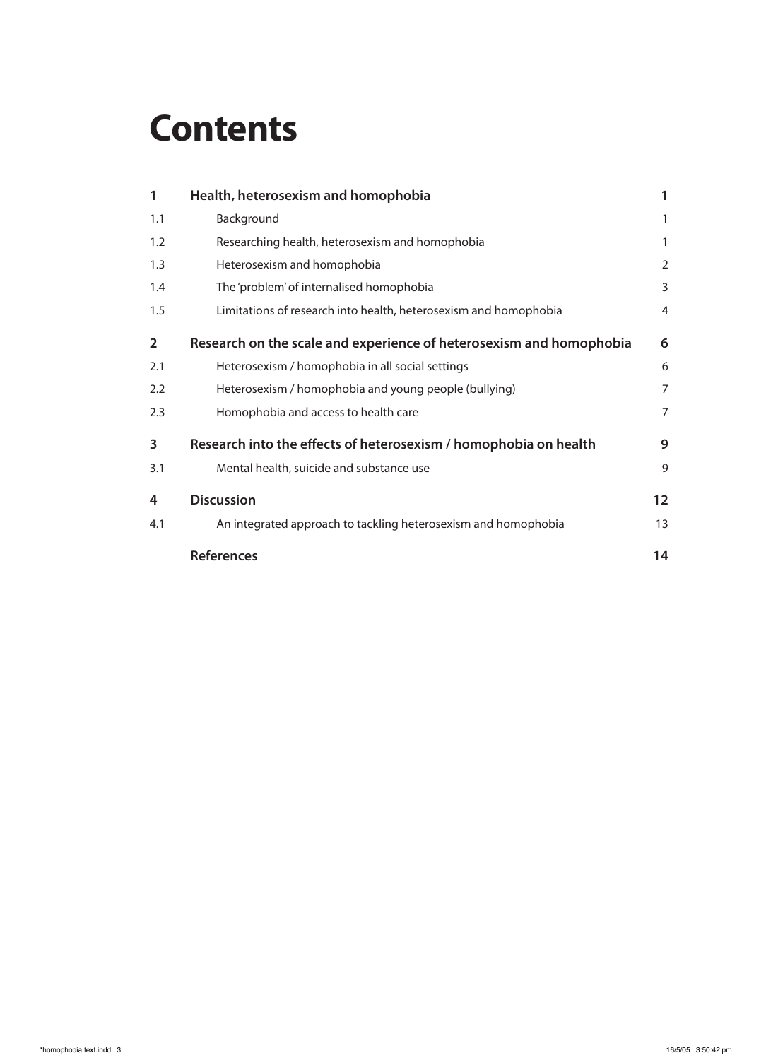# Contents

| | | |
|---|---|---|
| **1** | **Health, heterosexism and homophobia** | **1** |
| 1.1 | Background | 1 |
| 1.2 | Researching health, heterosexism and homophobia | 1 |
| 1.3 | Heterosexism and homophobia | 2 |
| 1.4 | The 'problem' of internalised homophobia | 3 |
| 1.5 | Limitations of research into health, heterosexism and homophobia | 4 |
| **2** | **Research on the scale and experience of heterosexism and homophobia** | **6** |
| 2.1 | Heterosexism / homophobia in all social settings | 6 |
| 2.2 | Heterosexism / homophobia and young people (bullying) | 7 |
| 2.3 | Homophobia and access to health care | 7 |
| **3** | **Research into the effects of heterosexism / homophobia on health** | **9** |
| 3.1 | Mental health, suicide and substance use | 9 |
| **4** | **Discussion** | **12** |
| 4.1 | An integrated approach to tackling heterosexism and homophobia | 13 |
| | **References** | **14** |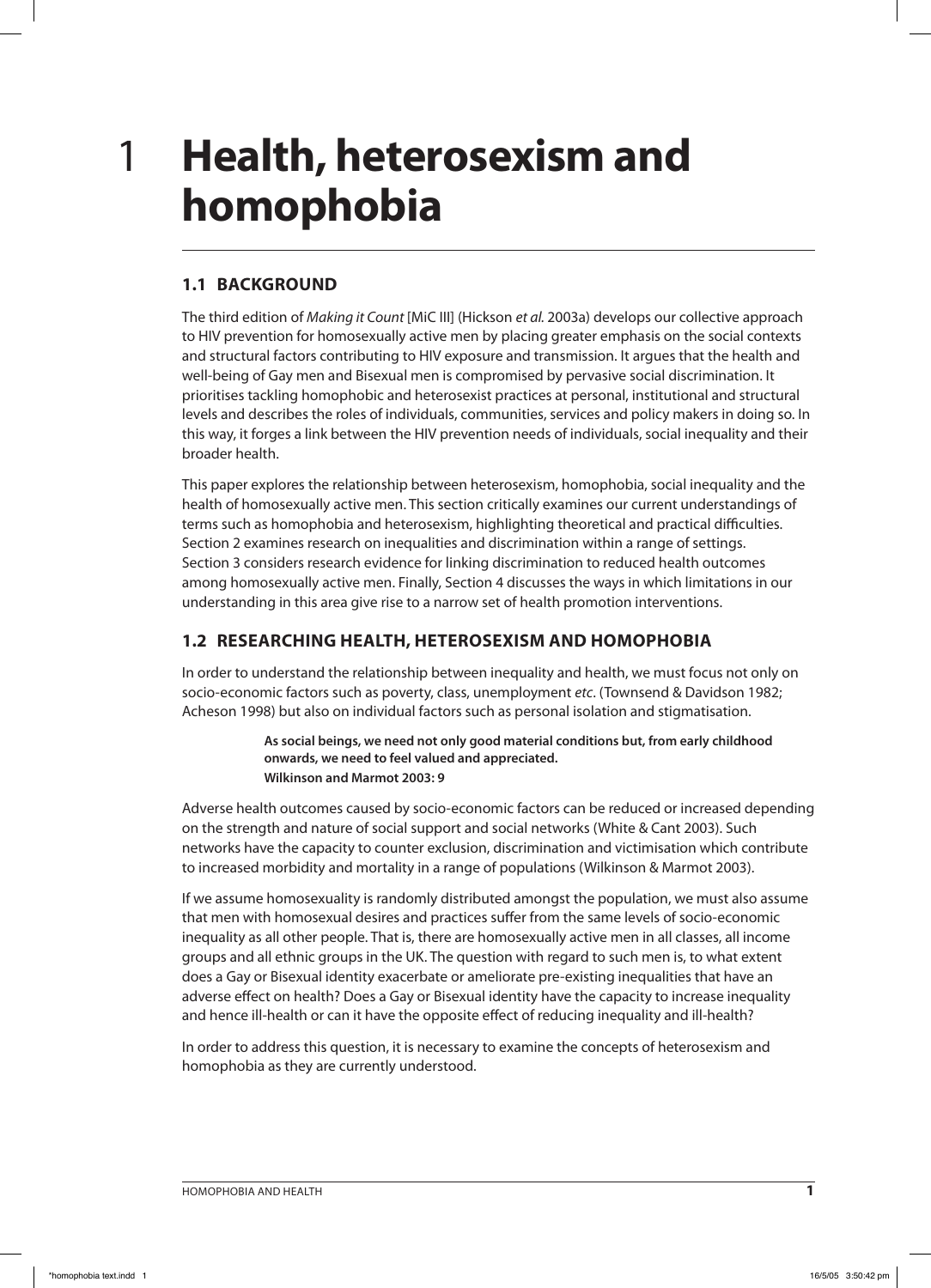# 1 Health, heterosexism and homophobia

## 1.1 BACKGROUND

The third edition of *Making it Count* [MiC III] (Hickson *et al.* 2003a) develops our collective approach to HIV prevention for homosexually active men by placing greater emphasis on the social contexts and structural factors contributing to HIV exposure and transmission. It argues that the health and well-being of Gay men and Bisexual men is compromised by pervasive social discrimination. It prioritises tackling homophobic and heterosexist practices at personal, institutional and structural levels and describes the roles of individuals, communities, services and policy makers in doing so. In this way, it forges a link between the HIV prevention needs of individuals, social inequality and their broader health.

This paper explores the relationship between heterosexism, homophobia, social inequality and the health of homosexually active men. This section critically examines our current understandings of terms such as homophobia and heterosexism, highlighting theoretical and practical difficulties. Section 2 examines research on inequalities and discrimination within a range of settings. Section 3 considers research evidence for linking discrimination to reduced health outcomes among homosexually active men. Finally, Section 4 discusses the ways in which limitations in our understanding in this area give rise to a narrow set of health promotion interventions.

## 1.2 RESEARCHING HEALTH, HETEROSEXISM AND HOMOPHOBIA

In order to understand the relationship between inequality and health, we must focus not only on socio-economic factors such as poverty, class, unemployment *etc*. (Townsend & Davidson 1982; Acheson 1998) but also on individual factors such as personal isolation and stigmatisation.

> **As social beings, we need not only good material conditions but, from early childhood onwards, we need to feel valued and appreciated.**
> **Wilkinson and Marmot 2003: 9**

Adverse health outcomes caused by socio-economic factors can be reduced or increased depending on the strength and nature of social support and social networks (White & Cant 2003). Such networks have the capacity to counter exclusion, discrimination and victimisation which contribute to increased morbidity and mortality in a range of populations (Wilkinson & Marmot 2003).

If we assume homosexuality is randomly distributed amongst the population, we must also assume that men with homosexual desires and practices suffer from the same levels of socio-economic inequality as all other people. That is, there are homosexually active men in all classes, all income groups and all ethnic groups in the UK. The question with regard to such men is, to what extent does a Gay or Bisexual identity exacerbate or ameliorate pre-existing inequalities that have an adverse effect on health? Does a Gay or Bisexual identity have the capacity to increase inequality and hence ill-health or can it have the opposite effect of reducing inequality and ill-health?

In order to address this question, it is necessary to examine the concepts of heterosexism and homophobia as they are currently understood.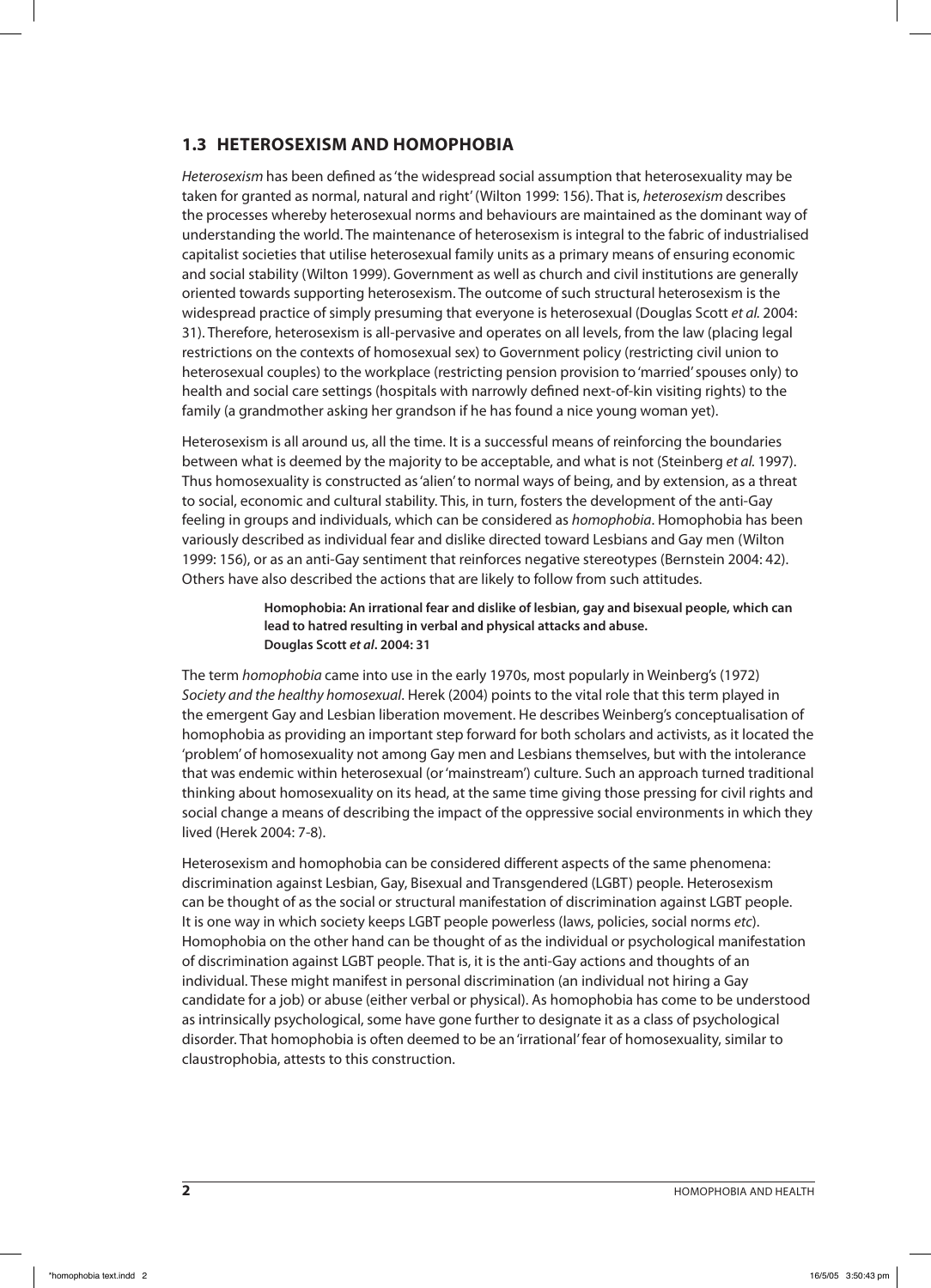## 1.3 HETEROSEXISM AND HOMOPHOBIA

*Heterosexism* has been defined as 'the widespread social assumption that heterosexuality may be taken for granted as normal, natural and right' (Wilton 1999: 156). That is, *heterosexism* describes the processes whereby heterosexual norms and behaviours are maintained as the dominant way of understanding the world. The maintenance of heterosexism is integral to the fabric of industrialised capitalist societies that utilise heterosexual family units as a primary means of ensuring economic and social stability (Wilton 1999). Government as well as church and civil institutions are generally oriented towards supporting heterosexism. The outcome of such structural heterosexism is the widespread practice of simply presuming that everyone is heterosexual (Douglas Scott *et al.* 2004: 31). Therefore, heterosexism is all-pervasive and operates on all levels, from the law (placing legal restrictions on the contexts of homosexual sex) to Government policy (restricting civil union to heterosexual couples) to the workplace (restricting pension provision to 'married' spouses only) to health and social care settings (hospitals with narrowly defined next-of-kin visiting rights) to the family (a grandmother asking her grandson if he has found a nice young woman yet).

Heterosexism is all around us, all the time. It is a successful means of reinforcing the boundaries between what is deemed by the majority to be acceptable, and what is not (Steinberg *et al.* 1997). Thus homosexuality is constructed as 'alien' to normal ways of being, and by extension, as a threat to social, economic and cultural stability. This, in turn, fosters the development of the anti-Gay feeling in groups and individuals, which can be considered as *homophobia*. Homophobia has been variously described as individual fear and dislike directed toward Lesbians and Gay men (Wilton 1999: 156), or as an anti-Gay sentiment that reinforces negative stereotypes (Bernstein 2004: 42). Others have also described the actions that are likely to follow from such attitudes.

> **Homophobia: An irrational fear and dislike of lesbian, gay and bisexual people, which can lead to hatred resulting in verbal and physical attacks and abuse.**
> **Douglas Scott *et al*. 2004: 31**

The term *homophobia* came into use in the early 1970s, most popularly in Weinberg's (1972) *Society and the healthy homosexual*. Herek (2004) points to the vital role that this term played in the emergent Gay and Lesbian liberation movement. He describes Weinberg's conceptualisation of homophobia as providing an important step forward for both scholars and activists, as it located the 'problem' of homosexuality not among Gay men and Lesbians themselves, but with the intolerance that was endemic within heterosexual (or 'mainstream') culture. Such an approach turned traditional thinking about homosexuality on its head, at the same time giving those pressing for civil rights and social change a means of describing the impact of the oppressive social environments in which they lived (Herek 2004: 7-8).

Heterosexism and homophobia can be considered different aspects of the same phenomena: discrimination against Lesbian, Gay, Bisexual and Transgendered (LGBT) people. Heterosexism can be thought of as the social or structural manifestation of discrimination against LGBT people. It is one way in which society keeps LGBT people powerless (laws, policies, social norms *etc*). Homophobia on the other hand can be thought of as the individual or psychological manifestation of discrimination against LGBT people. That is, it is the anti-Gay actions and thoughts of an individual. These might manifest in personal discrimination (an individual not hiring a Gay candidate for a job) or abuse (either verbal or physical). As homophobia has come to be understood as intrinsically psychological, some have gone further to designate it as a class of psychological disorder. That homophobia is often deemed to be an 'irrational' fear of homosexuality, similar to claustrophobia, attests to this construction.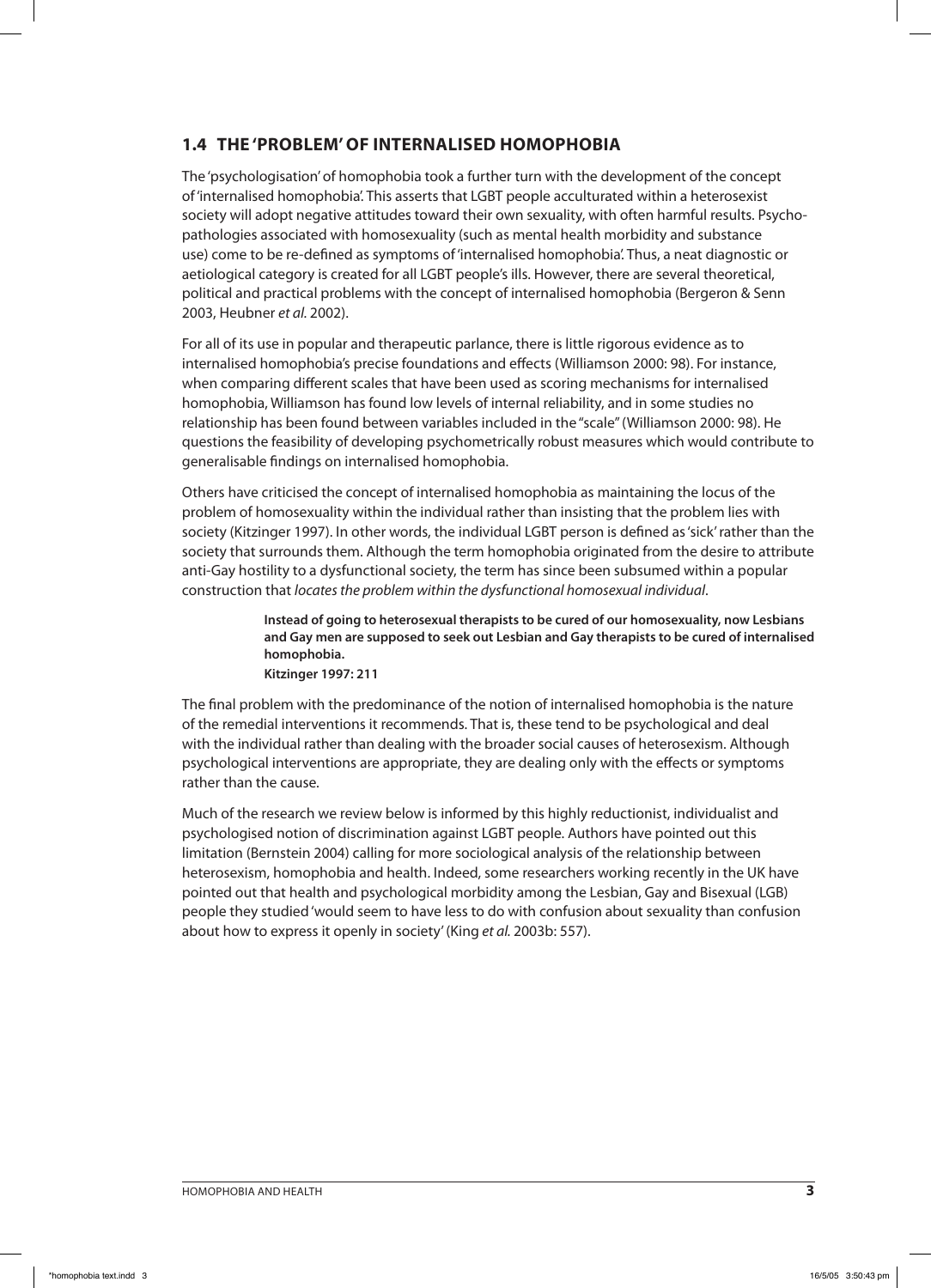## 1.4 THE 'PROBLEM' OF INTERNALISED HOMOPHOBIA

The 'psychologisation' of homophobia took a further turn with the development of the concept of 'internalised homophobia'. This asserts that LGBT people acculturated within a heterosexist society will adopt negative attitudes toward their own sexuality, with often harmful results. Psychopathologies associated with homosexuality (such as mental health morbidity and substance use) come to be re-defined as symptoms of 'internalised homophobia'. Thus, a neat diagnostic or aetiological category is created for all LGBT people's ills. However, there are several theoretical, political and practical problems with the concept of internalised homophobia (Bergeron & Senn 2003, Heubner *et al.* 2002).

For all of its use in popular and therapeutic parlance, there is little rigorous evidence as to internalised homophobia's precise foundations and effects (Williamson 2000: 98). For instance, when comparing different scales that have been used as scoring mechanisms for internalised homophobia, Williamson has found low levels of internal reliability, and in some studies no relationship has been found between variables included in the "scale" (Williamson 2000: 98). He questions the feasibility of developing psychometrically robust measures which would contribute to generalisable findings on internalised homophobia.

Others have criticised the concept of internalised homophobia as maintaining the locus of the problem of homosexuality within the individual rather than insisting that the problem lies with society (Kitzinger 1997). In other words, the individual LGBT person is defined as 'sick' rather than the society that surrounds them. Although the term homophobia originated from the desire to attribute anti-Gay hostility to a dysfunctional society, the term has since been subsumed within a popular construction that *locates the problem within the dysfunctional homosexual individual*.

> **Instead of going to heterosexual therapists to be cured of our homosexuality, now Lesbians and Gay men are supposed to seek out Lesbian and Gay therapists to be cured of internalised homophobia.**
> **Kitzinger 1997: 211**

The final problem with the predominance of the notion of internalised homophobia is the nature of the remedial interventions it recommends. That is, these tend to be psychological and deal with the individual rather than dealing with the broader social causes of heterosexism. Although psychological interventions are appropriate, they are dealing only with the effects or symptoms rather than the cause.

Much of the research we review below is informed by this highly reductionist, individualist and psychologised notion of discrimination against LGBT people. Authors have pointed out this limitation (Bernstein 2004) calling for more sociological analysis of the relationship between heterosexism, homophobia and health. Indeed, some researchers working recently in the UK have pointed out that health and psychological morbidity among the Lesbian, Gay and Bisexual (LGB) people they studied 'would seem to have less to do with confusion about sexuality than confusion about how to express it openly in society' (King *et al.* 2003b: 557).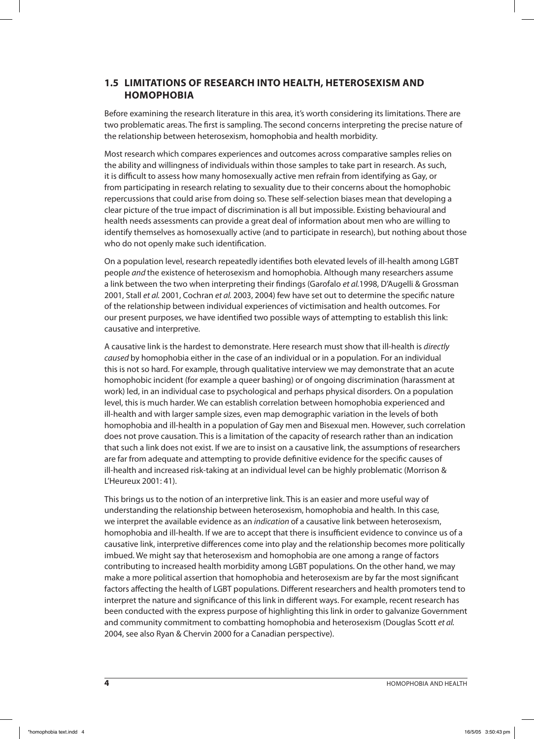## 1.5 LIMITATIONS OF RESEARCH INTO HEALTH, HETEROSEXISM AND HOMOPHOBIA

Before examining the research literature in this area, it's worth considering its limitations. There are two problematic areas. The first is sampling. The second concerns interpreting the precise nature of the relationship between heterosexism, homophobia and health morbidity.

Most research which compares experiences and outcomes across comparative samples relies on the ability and willingness of individuals within those samples to take part in research. As such, it is difficult to assess how many homosexually active men refrain from identifying as Gay, or from participating in research relating to sexuality due to their concerns about the homophobic repercussions that could arise from doing so. These self-selection biases mean that developing a clear picture of the true impact of discrimination is all but impossible. Existing behavioural and health needs assessments can provide a great deal of information about men who are willing to identify themselves as homosexually active (and to participate in research), but nothing about those who do not openly make such identification.

On a population level, research repeatedly identifies both elevated levels of ill-health among LGBT people *and* the existence of heterosexism and homophobia. Although many researchers assume a link between the two when interpreting their findings (Garofalo *et al.*1998, D'Augelli & Grossman 2001, Stall *et al.* 2001, Cochran *et al.* 2003, 2004) few have set out to determine the specific nature of the relationship between individual experiences of victimisation and health outcomes. For our present purposes, we have identified two possible ways of attempting to establish this link: causative and interpretive.

A causative link is the hardest to demonstrate. Here research must show that ill-health is *directly caused* by homophobia either in the case of an individual or in a population. For an individual this is not so hard. For example, through qualitative interview we may demonstrate that an acute homophobic incident (for example a queer bashing) or of ongoing discrimination (harassment at work) led, in an individual case to psychological and perhaps physical disorders. On a population level, this is much harder. We can establish correlation between homophobia experienced and ill-health and with larger sample sizes, even map demographic variation in the levels of both homophobia and ill-health in a population of Gay men and Bisexual men. However, such correlation does not prove causation. This is a limitation of the capacity of research rather than an indication that such a link does not exist. If we are to insist on a causative link, the assumptions of researchers are far from adequate and attempting to provide definitive evidence for the specific causes of ill-health and increased risk-taking at an individual level can be highly problematic (Morrison & L'Heureux 2001: 41).

This brings us to the notion of an interpretive link. This is an easier and more useful way of understanding the relationship between heterosexism, homophobia and health. In this case, we interpret the available evidence as an *indication* of a causative link between heterosexism, homophobia and ill-health. If we are to accept that there is insufficient evidence to convince us of a causative link, interpretive differences come into play and the relationship becomes more politically imbued. We might say that heterosexism and homophobia are one among a range of factors contributing to increased health morbidity among LGBT populations. On the other hand, we may make a more political assertion that homophobia and heterosexism are by far the most significant factors affecting the health of LGBT populations. Different researchers and health promoters tend to interpret the nature and significance of this link in different ways. For example, recent research has been conducted with the express purpose of highlighting this link in order to galvanize Government and community commitment to combatting homophobia and heterosexism (Douglas Scott *et al.* 2004, see also Ryan & Chervin 2000 for a Canadian perspective).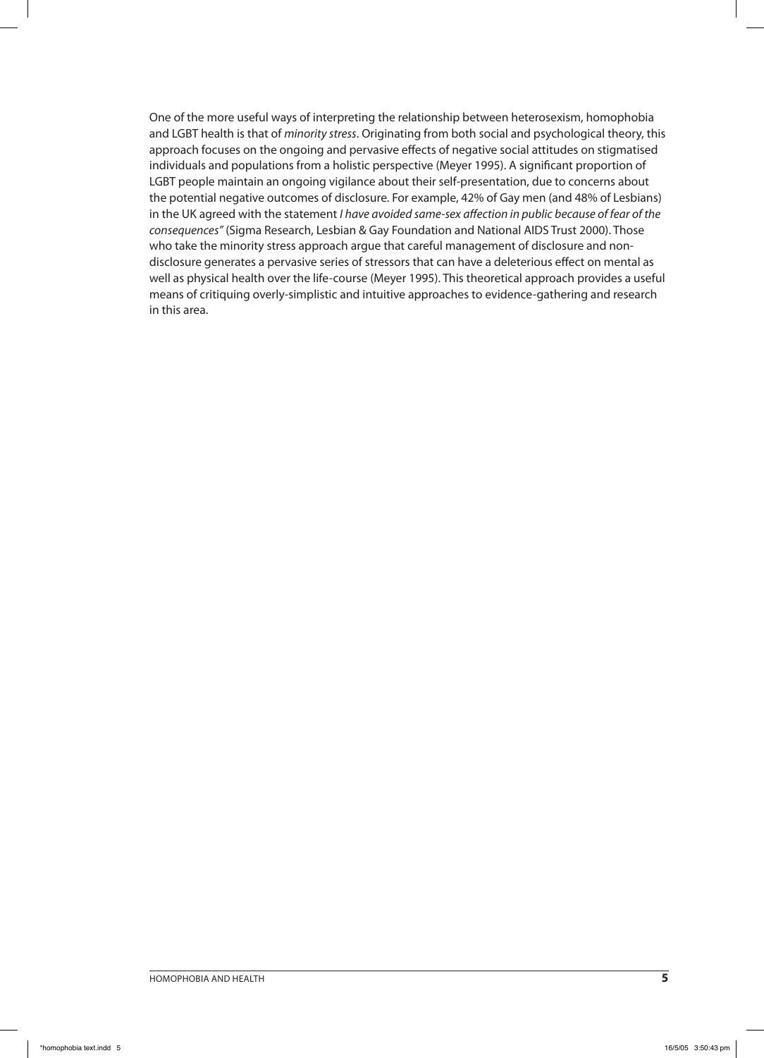One of the more useful ways of interpreting the relationship between heterosexism, homophobia and LGBT health is that of *minority stress*. Originating from both social and psychological theory, this approach focuses on the ongoing and pervasive effects of negative social attitudes on stigmatised individuals and populations from a holistic perspective (Meyer 1995). A significant proportion of LGBT people maintain an ongoing vigilance about their self-presentation, due to concerns about the potential negative outcomes of disclosure. For example, 42% of Gay men (and 48% of Lesbians) in the UK agreed with the statement *I have avoided same-sex affection in public because of fear of the consequences"* (Sigma Research, Lesbian & Gay Foundation and National AIDS Trust 2000). Those who take the minority stress approach argue that careful management of disclosure and non-disclosure generates a pervasive series of stressors that can have a deleterious effect on mental as well as physical health over the life-course (Meyer 1995). This theoretical approach provides a useful means of critiquing overly-simplistic and intuitive approaches to evidence-gathering and research in this area.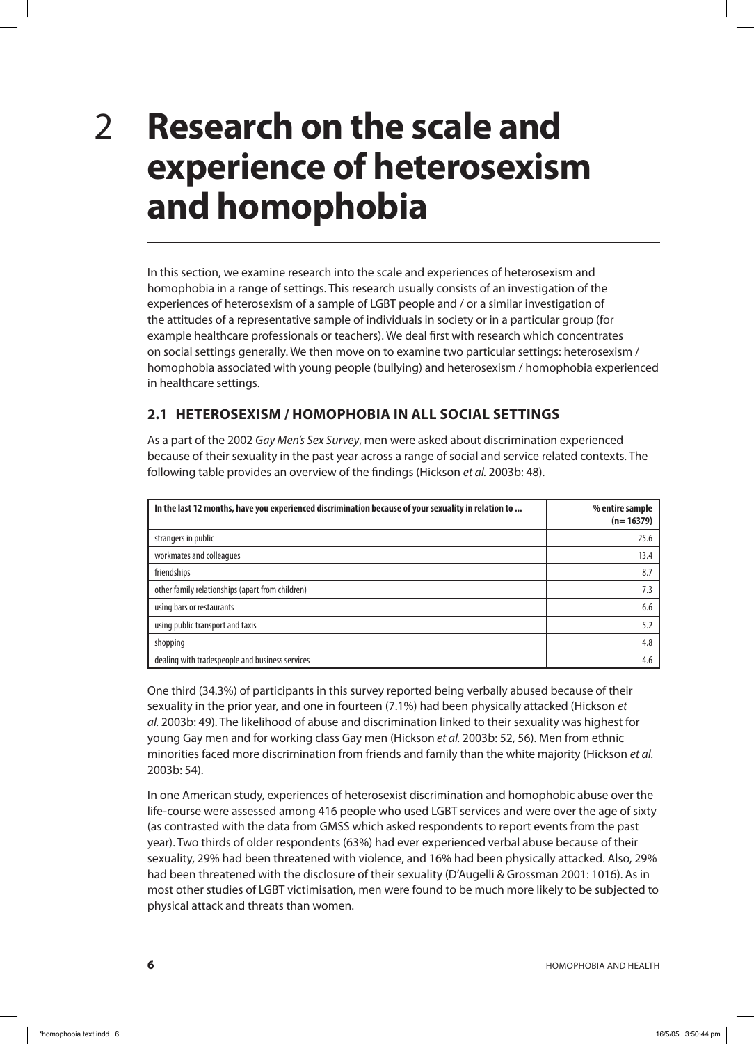# 2 Research on the scale and experience of heterosexism and homophobia

In this section, we examine research into the scale and experiences of heterosexism and homophobia in a range of settings. This research usually consists of an investigation of the experiences of heterosexism of a sample of LGBT people and / or a similar investigation of the attitudes of a representative sample of individuals in society or in a particular group (for example healthcare professionals or teachers). We deal first with research which concentrates on social settings generally. We then move on to examine two particular settings: heterosexism / homophobia associated with young people (bullying) and heterosexism / homophobia experienced in healthcare settings.

## 2.1 HETEROSEXISM / HOMOPHOBIA IN ALL SOCIAL SETTINGS

As a part of the 2002 *Gay Men's Sex Survey*, men were asked about discrimination experienced because of their sexuality in the past year across a range of social and service related contexts. The following table provides an overview of the findings (Hickson *et al.* 2003b: 48).

| In the last 12 months, have you experienced discrimination because of your sexuality in relation to ... | % entire sample (n= 16379) |
|---|---|
| strangers in public | 25.6 |
| workmates and colleagues | 13.4 |
| friendships | 8.7 |
| other family relationships (apart from children) | 7.3 |
| using bars or restaurants | 6.6 |
| using public transport and taxis | 5.2 |
| shopping | 4.8 |
| dealing with tradespeople and business services | 4.6 |

One third (34.3%) of participants in this survey reported being verbally abused because of their sexuality in the prior year, and one in fourteen (7.1%) had been physically attacked (Hickson *et al.* 2003b: 49). The likelihood of abuse and discrimination linked to their sexuality was highest for young Gay men and for working class Gay men (Hickson *et al.* 2003b: 52, 56). Men from ethnic minorities faced more discrimination from friends and family than the white majority (Hickson *et al.* 2003b: 54).

In one American study, experiences of heterosexist discrimination and homophobic abuse over the life-course were assessed among 416 people who used LGBT services and were over the age of sixty (as contrasted with the data from GMSS which asked respondents to report events from the past year). Two thirds of older respondents (63%) had ever experienced verbal abuse because of their sexuality, 29% had been threatened with violence, and 16% had been physically attacked. Also, 29% had been threatened with the disclosure of their sexuality (D'Augelli & Grossman 2001: 1016). As in most other studies of LGBT victimisation, men were found to be much more likely to be subjected to physical attack and threats than women.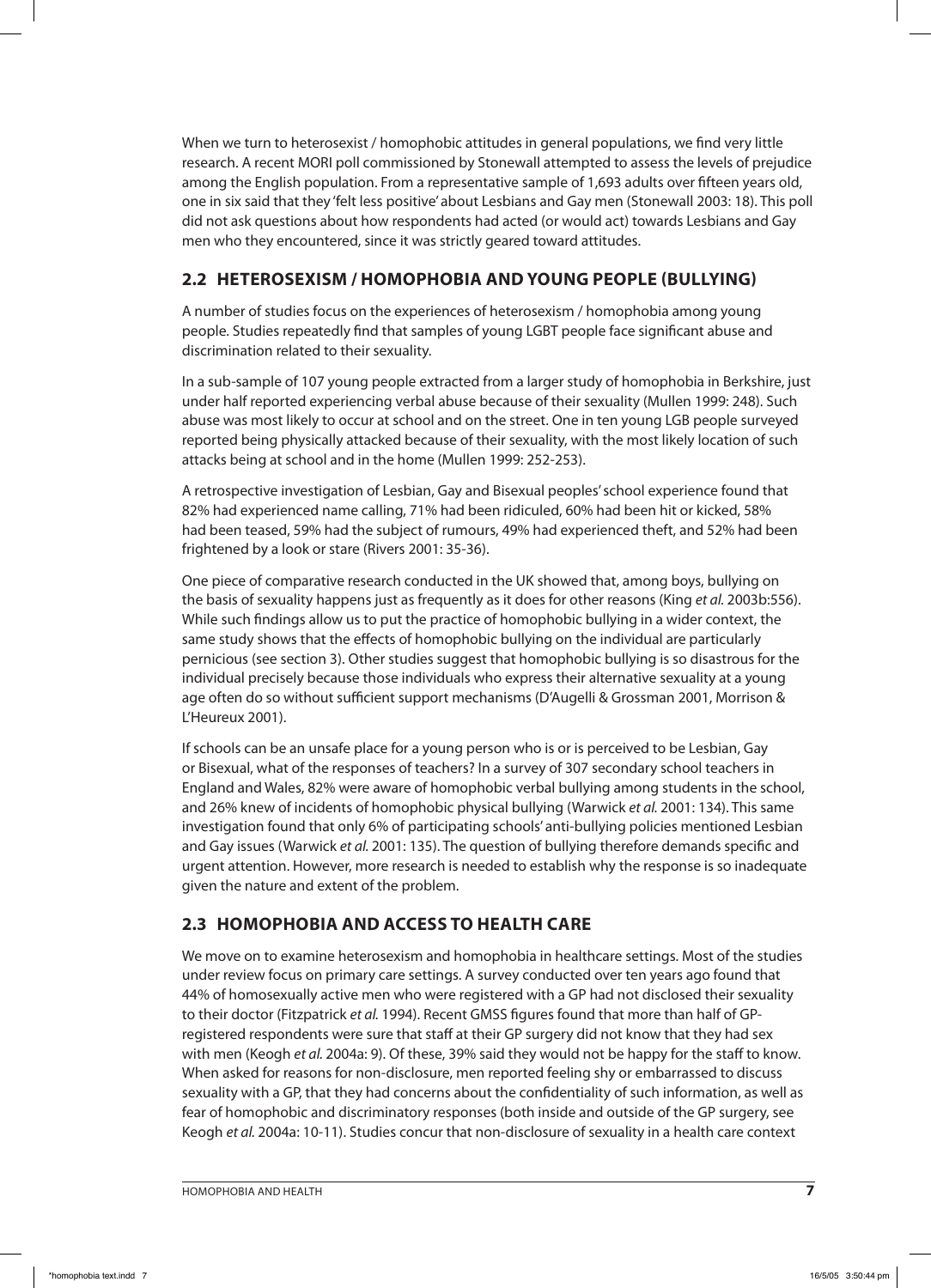When we turn to heterosexist / homophobic attitudes in general populations, we find very little research. A recent MORI poll commissioned by Stonewall attempted to assess the levels of prejudice among the English population. From a representative sample of 1,693 adults over fifteen years old, one in six said that they 'felt less positive' about Lesbians and Gay men (Stonewall 2003: 18). This poll did not ask questions about how respondents had acted (or would act) towards Lesbians and Gay men who they encountered, since it was strictly geared toward attitudes.

## 2.2 HETEROSEXISM / HOMOPHOBIA AND YOUNG PEOPLE (BULLYING)

A number of studies focus on the experiences of heterosexism / homophobia among young people. Studies repeatedly find that samples of young LGBT people face significant abuse and discrimination related to their sexuality.

In a sub-sample of 107 young people extracted from a larger study of homophobia in Berkshire, just under half reported experiencing verbal abuse because of their sexuality (Mullen 1999: 248). Such abuse was most likely to occur at school and on the street. One in ten young LGB people surveyed reported being physically attacked because of their sexuality, with the most likely location of such attacks being at school and in the home (Mullen 1999: 252-253).

A retrospective investigation of Lesbian, Gay and Bisexual peoples' school experience found that 82% had experienced name calling, 71% had been ridiculed, 60% had been hit or kicked, 58% had been teased, 59% had the subject of rumours, 49% had experienced theft, and 52% had been frightened by a look or stare (Rivers 2001: 35-36).

One piece of comparative research conducted in the UK showed that, among boys, bullying on the basis of sexuality happens just as frequently as it does for other reasons (King *et al.* 2003b:556). While such findings allow us to put the practice of homophobic bullying in a wider context, the same study shows that the effects of homophobic bullying on the individual are particularly pernicious (see section 3). Other studies suggest that homophobic bullying is so disastrous for the individual precisely because those individuals who express their alternative sexuality at a young age often do so without sufficient support mechanisms (D'Augelli & Grossman 2001, Morrison & L'Heureux 2001).

If schools can be an unsafe place for a young person who is or is perceived to be Lesbian, Gay or Bisexual, what of the responses of teachers? In a survey of 307 secondary school teachers in England and Wales, 82% were aware of homophobic verbal bullying among students in the school, and 26% knew of incidents of homophobic physical bullying (Warwick *et al.* 2001: 134). This same investigation found that only 6% of participating schools' anti-bullying policies mentioned Lesbian and Gay issues (Warwick *et al.* 2001: 135). The question of bullying therefore demands specific and urgent attention. However, more research is needed to establish why the response is so inadequate given the nature and extent of the problem.

## 2.3 HOMOPHOBIA AND ACCESS TO HEALTH CARE

We move on to examine heterosexism and homophobia in healthcare settings. Most of the studies under review focus on primary care settings. A survey conducted over ten years ago found that 44% of homosexually active men who were registered with a GP had not disclosed their sexuality to their doctor (Fitzpatrick *et al.* 1994). Recent GMSS figures found that more than half of GP-registered respondents were sure that staff at their GP surgery did not know that they had sex with men (Keogh *et al.* 2004a: 9). Of these, 39% said they would not be happy for the staff to know. When asked for reasons for non-disclosure, men reported feeling shy or embarrassed to discuss sexuality with a GP, that they had concerns about the confidentiality of such information, as well as fear of homophobic and discriminatory responses (both inside and outside of the GP surgery, see Keogh *et al.* 2004a: 10-11). Studies concur that non-disclosure of sexuality in a health care context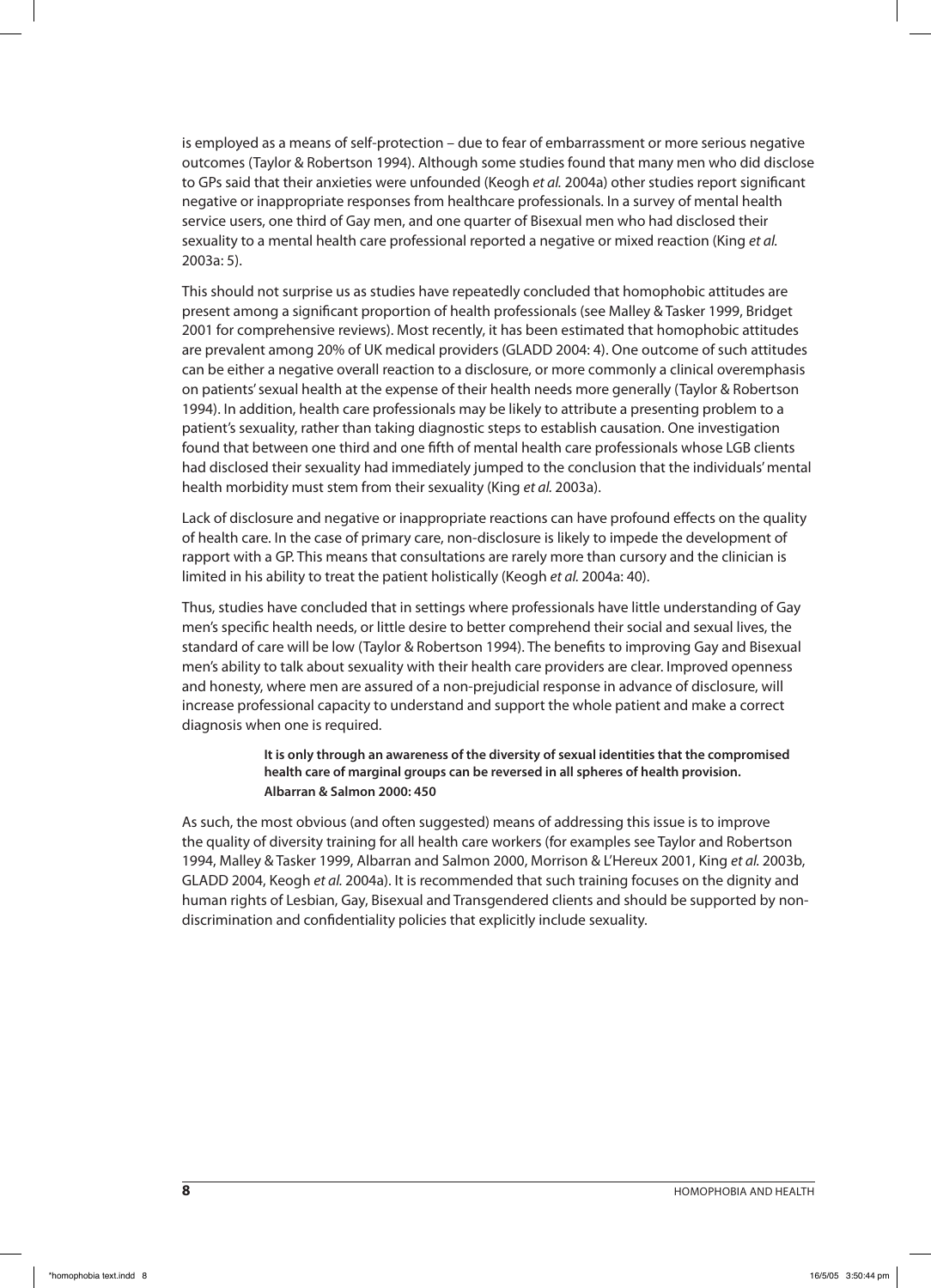is employed as a means of self-protection – due to fear of embarrassment or more serious negative outcomes (Taylor & Robertson 1994). Although some studies found that many men who did disclose to GPs said that their anxieties were unfounded (Keogh *et al.* 2004a) other studies report significant negative or inappropriate responses from healthcare professionals. In a survey of mental health service users, one third of Gay men, and one quarter of Bisexual men who had disclosed their sexuality to a mental health care professional reported a negative or mixed reaction (King *et al.* 2003a: 5).

This should not surprise us as studies have repeatedly concluded that homophobic attitudes are present among a significant proportion of health professionals (see Malley & Tasker 1999, Bridget 2001 for comprehensive reviews). Most recently, it has been estimated that homophobic attitudes are prevalent among 20% of UK medical providers (GLADD 2004: 4). One outcome of such attitudes can be either a negative overall reaction to a disclosure, or more commonly a clinical overemphasis on patients' sexual health at the expense of their health needs more generally (Taylor & Robertson 1994). In addition, health care professionals may be likely to attribute a presenting problem to a patient's sexuality, rather than taking diagnostic steps to establish causation. One investigation found that between one third and one fifth of mental health care professionals whose LGB clients had disclosed their sexuality had immediately jumped to the conclusion that the individuals' mental health morbidity must stem from their sexuality (King *et al.* 2003a).

Lack of disclosure and negative or inappropriate reactions can have profound effects on the quality of health care. In the case of primary care, non-disclosure is likely to impede the development of rapport with a GP. This means that consultations are rarely more than cursory and the clinician is limited in his ability to treat the patient holistically (Keogh *et al.* 2004a: 40).

Thus, studies have concluded that in settings where professionals have little understanding of Gay men's specific health needs, or little desire to better comprehend their social and sexual lives, the standard of care will be low (Taylor & Robertson 1994). The benefits to improving Gay and Bisexual men's ability to talk about sexuality with their health care providers are clear. Improved openness and honesty, where men are assured of a non-prejudicial response in advance of disclosure, will increase professional capacity to understand and support the whole patient and make a correct diagnosis when one is required.

> **It is only through an awareness of the diversity of sexual identities that the compromised health care of marginal groups can be reversed in all spheres of health provision.**
> **Albarran & Salmon 2000: 450**

As such, the most obvious (and often suggested) means of addressing this issue is to improve the quality of diversity training for all health care workers (for examples see Taylor and Robertson 1994, Malley & Tasker 1999, Albarran and Salmon 2000, Morrison & L'Hereux 2001, King *et al.* 2003b, GLADD 2004, Keogh *et al.* 2004a). It is recommended that such training focuses on the dignity and human rights of Lesbian, Gay, Bisexual and Transgendered clients and should be supported by non-discrimination and confidentiality policies that explicitly include sexuality.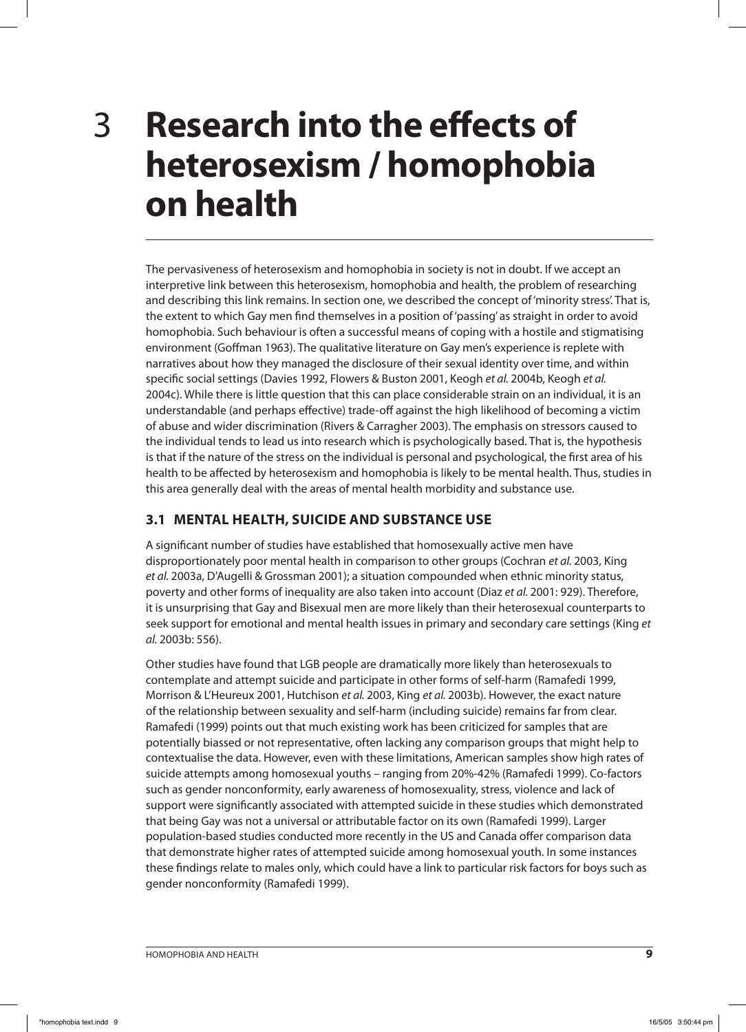# 3 Research into the effects of heterosexism / homophobia on health

The pervasiveness of heterosexism and homophobia in society is not in doubt. If we accept an interpretive link between this heterosexism, homophobia and health, the problem of researching and describing this link remains. In section one, we described the concept of 'minority stress'. That is, the extent to which Gay men find themselves in a position of 'passing' as straight in order to avoid homophobia. Such behaviour is often a successful means of coping with a hostile and stigmatising environment (Goffman 1963). The qualitative literature on Gay men's experience is replete with narratives about how they managed the disclosure of their sexual identity over time, and within specific social settings (Davies 1992, Flowers & Buston 2001, Keogh *et al.* 2004b, Keogh *et al.* 2004c). While there is little question that this can place considerable strain on an individual, it is an understandable (and perhaps effective) trade-off against the high likelihood of becoming a victim of abuse and wider discrimination (Rivers & Carragher 2003). The emphasis on stressors caused to the individual tends to lead us into research which is psychologically based. That is, the hypothesis is that if the nature of the stress on the individual is personal and psychological, the first area of his health to be affected by heterosexism and homophobia is likely to be mental health. Thus, studies in this area generally deal with the areas of mental health morbidity and substance use.

## 3.1 MENTAL HEALTH, SUICIDE AND SUBSTANCE USE

A significant number of studies have established that homosexually active men have disproportionately poor mental health in comparison to other groups (Cochran *et al.* 2003, King *et al.* 2003a, D'Augelli & Grossman 2001); a situation compounded when ethnic minority status, poverty and other forms of inequality are also taken into account (Diaz *et al.* 2001: 929). Therefore, it is unsurprising that Gay and Bisexual men are more likely than their heterosexual counterparts to seek support for emotional and mental health issues in primary and secondary care settings (King *et al.* 2003b: 556).

Other studies have found that LGB people are dramatically more likely than heterosexuals to contemplate and attempt suicide and participate in other forms of self-harm (Ramafedi 1999, Morrison & L'Heureux 2001, Hutchison *et al.* 2003, King *et al.* 2003b). However, the exact nature of the relationship between sexuality and self-harm (including suicide) remains far from clear. Ramafedi (1999) points out that much existing work has been criticized for samples that are potentially biassed or not representative, often lacking any comparison groups that might help to contextualise the data. However, even with these limitations, American samples show high rates of suicide attempts among homosexual youths – ranging from 20%-42% (Ramafedi 1999). Co-factors such as gender nonconformity, early awareness of homosexuality, stress, violence and lack of support were significantly associated with attempted suicide in these studies which demonstrated that being Gay was not a universal or attributable factor on its own (Ramafedi 1999). Larger population-based studies conducted more recently in the US and Canada offer comparison data that demonstrate higher rates of attempted suicide among homosexual youth. In some instances these findings relate to males only, which could have a link to particular risk factors for boys such as gender nonconformity (Ramafedi 1999).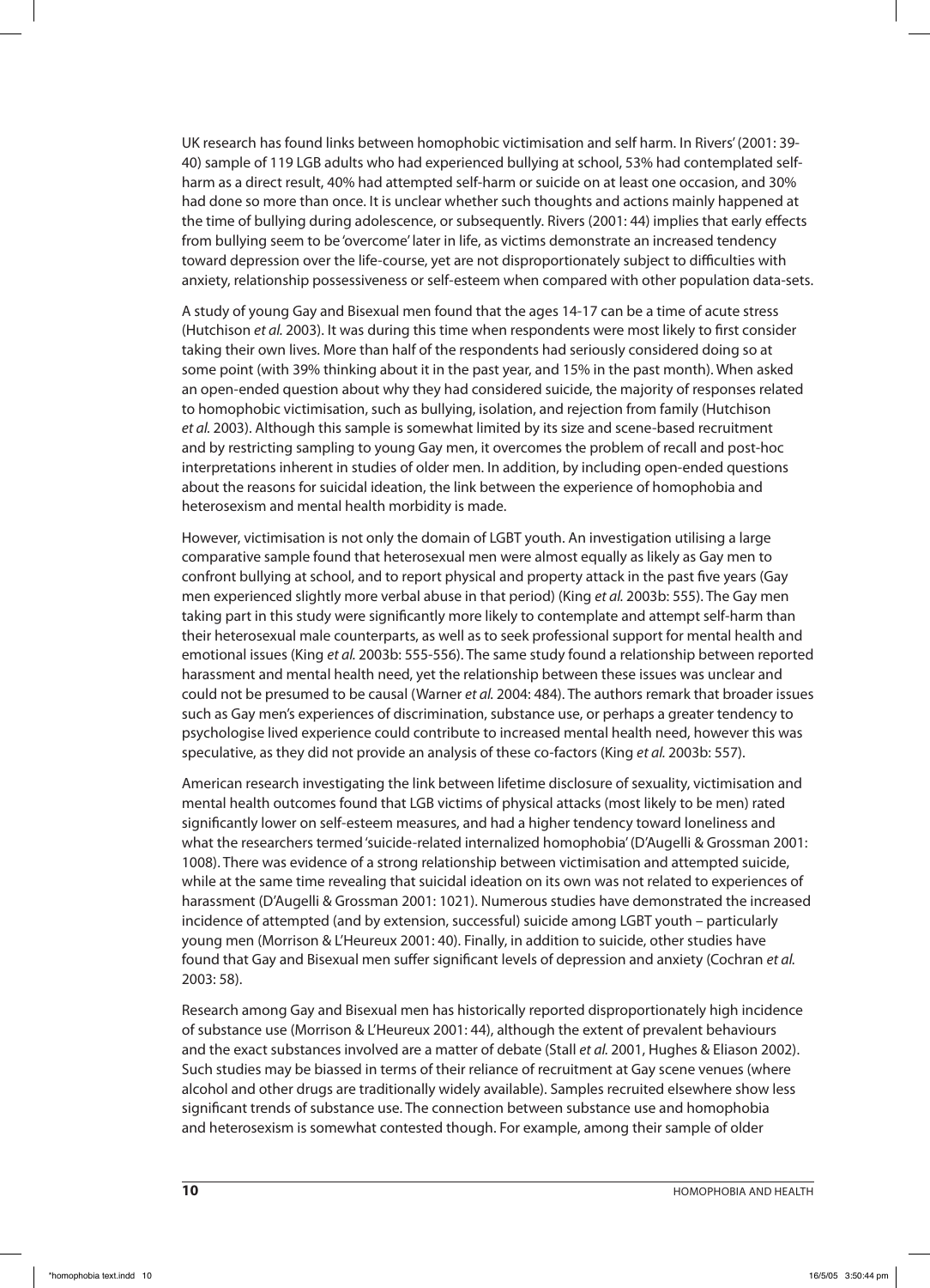UK research has found links between homophobic victimisation and self harm. In Rivers' (2001: 39-40) sample of 119 LGB adults who had experienced bullying at school, 53% had contemplated self-harm as a direct result, 40% had attempted self-harm or suicide on at least one occasion, and 30% had done so more than once. It is unclear whether such thoughts and actions mainly happened at the time of bullying during adolescence, or subsequently. Rivers (2001: 44) implies that early effects from bullying seem to be 'overcome' later in life, as victims demonstrate an increased tendency toward depression over the life-course, yet are not disproportionately subject to difficulties with anxiety, relationship possessiveness or self-esteem when compared with other population data-sets.

A study of young Gay and Bisexual men found that the ages 14-17 can be a time of acute stress (Hutchison *et al.* 2003). It was during this time when respondents were most likely to first consider taking their own lives. More than half of the respondents had seriously considered doing so at some point (with 39% thinking about it in the past year, and 15% in the past month). When asked an open-ended question about why they had considered suicide, the majority of responses related to homophobic victimisation, such as bullying, isolation, and rejection from family (Hutchison *et al.* 2003). Although this sample is somewhat limited by its size and scene-based recruitment and by restricting sampling to young Gay men, it overcomes the problem of recall and post-hoc interpretations inherent in studies of older men. In addition, by including open-ended questions about the reasons for suicidal ideation, the link between the experience of homophobia and heterosexism and mental health morbidity is made.

However, victimisation is not only the domain of LGBT youth. An investigation utilising a large comparative sample found that heterosexual men were almost equally as likely as Gay men to confront bullying at school, and to report physical and property attack in the past five years (Gay men experienced slightly more verbal abuse in that period) (King *et al.* 2003b: 555). The Gay men taking part in this study were significantly more likely to contemplate and attempt self-harm than their heterosexual male counterparts, as well as to seek professional support for mental health and emotional issues (King *et al.* 2003b: 555-556). The same study found a relationship between reported harassment and mental health need, yet the relationship between these issues was unclear and could not be presumed to be causal (Warner *et al.* 2004: 484). The authors remark that broader issues such as Gay men's experiences of discrimination, substance use, or perhaps a greater tendency to psychologise lived experience could contribute to increased mental health need, however this was speculative, as they did not provide an analysis of these co-factors (King *et al.* 2003b: 557).

American research investigating the link between lifetime disclosure of sexuality, victimisation and mental health outcomes found that LGB victims of physical attacks (most likely to be men) rated significantly lower on self-esteem measures, and had a higher tendency toward loneliness and what the researchers termed 'suicide-related internalized homophobia' (D'Augelli & Grossman 2001: 1008). There was evidence of a strong relationship between victimisation and attempted suicide, while at the same time revealing that suicidal ideation on its own was not related to experiences of harassment (D'Augelli & Grossman 2001: 1021). Numerous studies have demonstrated the increased incidence of attempted (and by extension, successful) suicide among LGBT youth – particularly young men (Morrison & L'Heureux 2001: 40). Finally, in addition to suicide, other studies have found that Gay and Bisexual men suffer significant levels of depression and anxiety (Cochran *et al.* 2003: 58).

Research among Gay and Bisexual men has historically reported disproportionately high incidence of substance use (Morrison & L'Heureux 2001: 44), although the extent of prevalent behaviours and the exact substances involved are a matter of debate (Stall *et al.* 2001, Hughes & Eliason 2002). Such studies may be biassed in terms of their reliance of recruitment at Gay scene venues (where alcohol and other drugs are traditionally widely available). Samples recruited elsewhere show less significant trends of substance use. The connection between substance use and homophobia and heterosexism is somewhat contested though. For example, among their sample of older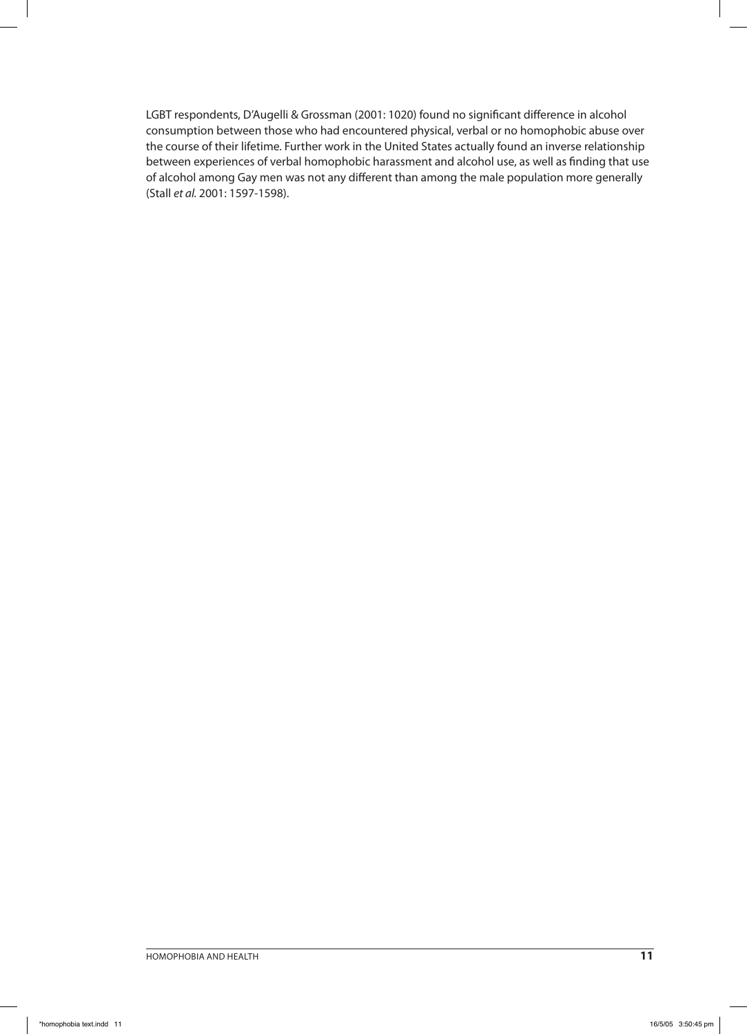LGBT respondents, D'Augelli & Grossman (2001: 1020) found no significant difference in alcohol consumption between those who had encountered physical, verbal or no homophobic abuse over the course of their lifetime. Further work in the United States actually found an inverse relationship between experiences of verbal homophobic harassment and alcohol use, as well as finding that use of alcohol among Gay men was not any different than among the male population more generally (Stall *et al.* 2001: 1597-1598).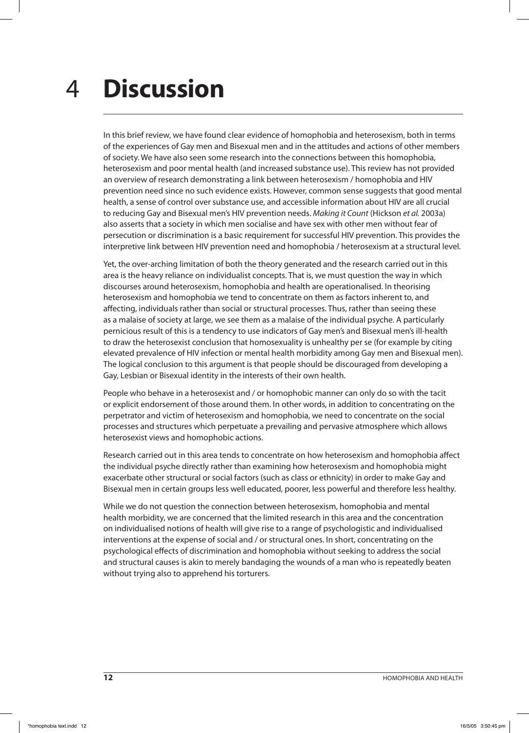# 4 Discussion

In this brief review, we have found clear evidence of homophobia and heterosexism, both in terms of the experiences of Gay men and Bisexual men and in the attitudes and actions of other members of society. We have also seen some research into the connections between this homophobia, heterosexism and poor mental health (and increased substance use). This review has not provided an overview of research demonstrating a link between heterosexism / homophobia and HIV prevention need since no such evidence exists. However, common sense suggests that good mental health, a sense of control over substance use, and accessible information about HIV are all crucial to reducing Gay and Bisexual men's HIV prevention needs. *Making it Count* (Hickson *et al.* 2003a) also asserts that a society in which men socialise and have sex with other men without fear of persecution or discrimination is a basic requirement for successful HIV prevention. This provides the interpretive link between HIV prevention need and homophobia / heterosexism at a structural level.

Yet, the over-arching limitation of both the theory generated and the research carried out in this area is the heavy reliance on individualist concepts. That is, we must question the way in which discourses around heterosexism, homophobia and health are operationalised. In theorising heterosexism and homophobia we tend to concentrate on them as factors inherent to, and affecting, individuals rather than social or structural processes. Thus, rather than seeing these as a malaise of society at large, we see them as a malaise of the individual psyche. A particularly pernicious result of this is a tendency to use indicators of Gay men's and Bisexual men's ill-health to draw the heterosexist conclusion that homosexuality is unhealthy per se (for example by citing elevated prevalence of HIV infection or mental health morbidity among Gay men and Bisexual men). The logical conclusion to this argument is that people should be discouraged from developing a Gay, Lesbian or Bisexual identity in the interests of their own health.

People who behave in a heterosexist and / or homophobic manner can only do so with the tacit or explicit endorsement of those around them. In other words, in addition to concentrating on the perpetrator and victim of heterosexism and homophobia, we need to concentrate on the social processes and structures which perpetuate a prevailing and pervasive atmosphere which allows heterosexist views and homophobic actions.

Research carried out in this area tends to concentrate on how heterosexism and homophobia affect the individual psyche directly rather than examining how heterosexism and homophobia might exacerbate other structural or social factors (such as class or ethnicity) in order to make Gay and Bisexual men in certain groups less well educated, poorer, less powerful and therefore less healthy.

While we do not question the connection between heterosexism, homophobia and mental health morbidity, we are concerned that the limited research in this area and the concentration on individualised notions of health will give rise to a range of psychologistic and individualised interventions at the expense of social and / or structural ones. In short, concentrating on the psychological effects of discrimination and homophobia without seeking to address the social and structural causes is akin to merely bandaging the wounds of a man who is repeatedly beaten without trying also to apprehend his torturers.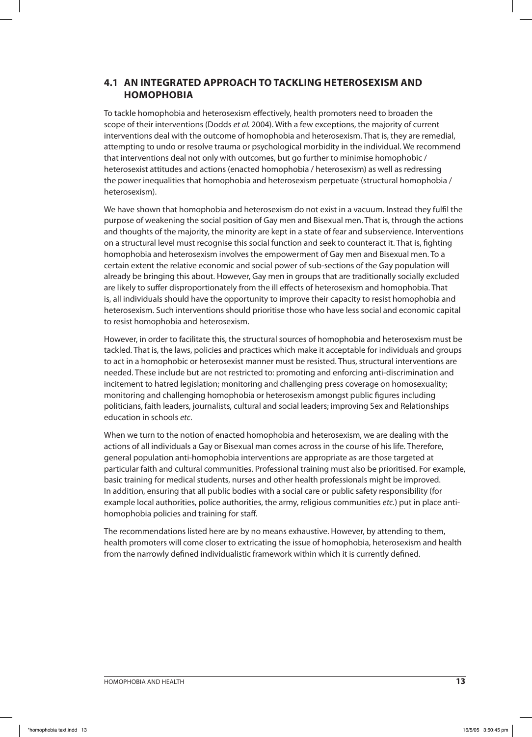## 4.1 AN INTEGRATED APPROACH TO TACKLING HETEROSEXISM AND HOMOPHOBIA

To tackle homophobia and heterosexism effectively, health promoters need to broaden the scope of their interventions (Dodds *et al.* 2004). With a few exceptions, the majority of current interventions deal with the outcome of homophobia and heterosexism. That is, they are remedial, attempting to undo or resolve trauma or psychological morbidity in the individual. We recommend that interventions deal not only with outcomes, but go further to minimise homophobic / heterosexist attitudes and actions (enacted homophobia / heterosexism) as well as redressing the power inequalities that homophobia and heterosexism perpetuate (structural homophobia / heterosexism).

We have shown that homophobia and heterosexism do not exist in a vacuum. Instead they fulfil the purpose of weakening the social position of Gay men and Bisexual men. That is, through the actions and thoughts of the majority, the minority are kept in a state of fear and subservience. Interventions on a structural level must recognise this social function and seek to counteract it. That is, fighting homophobia and heterosexism involves the empowerment of Gay men and Bisexual men. To a certain extent the relative economic and social power of sub-sections of the Gay population will already be bringing this about. However, Gay men in groups that are traditionally socially excluded are likely to suffer disproportionately from the ill effects of heterosexism and homophobia. That is, all individuals should have the opportunity to improve their capacity to resist homophobia and heterosexism. Such interventions should prioritise those who have less social and economic capital to resist homophobia and heterosexism.

However, in order to facilitate this, the structural sources of homophobia and heterosexism must be tackled. That is, the laws, policies and practices which make it acceptable for individuals and groups to act in a homophobic or heterosexist manner must be resisted. Thus, structural interventions are needed. These include but are not restricted to: promoting and enforcing anti-discrimination and incitement to hatred legislation; monitoring and challenging press coverage on homosexuality; monitoring and challenging homophobia or heterosexism amongst public figures including politicians, faith leaders, journalists, cultural and social leaders; improving Sex and Relationships education in schools *etc*.

When we turn to the notion of enacted homophobia and heterosexism, we are dealing with the actions of all individuals a Gay or Bisexual man comes across in the course of his life. Therefore, general population anti-homophobia interventions are appropriate as are those targeted at particular faith and cultural communities. Professional training must also be prioritised. For example, basic training for medical students, nurses and other health professionals might be improved. In addition, ensuring that all public bodies with a social care or public safety responsibility (for example local authorities, police authorities, the army, religious communities *etc.*) put in place anti-homophobia policies and training for staff.

The recommendations listed here are by no means exhaustive. However, by attending to them, health promoters will come closer to extricating the issue of homophobia, heterosexism and health from the narrowly defined individualistic framework within which it is currently defined.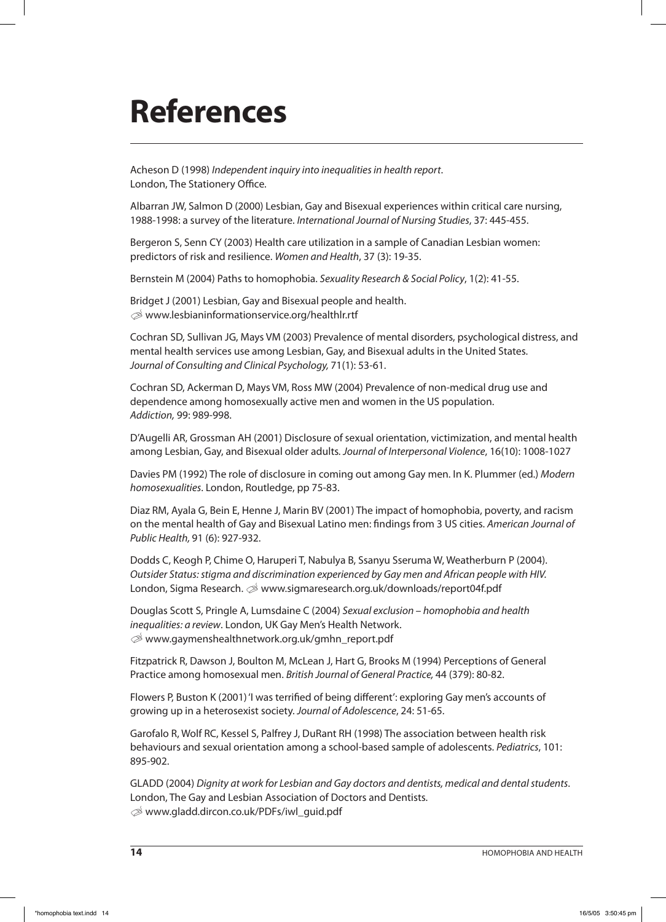# References

Acheson D (1998) *Independent inquiry into inequalities in health report*. London, The Stationery Office.

Albarran JW, Salmon D (2000) Lesbian, Gay and Bisexual experiences within critical care nursing, 1988-1998: a survey of the literature. *International Journal of Nursing Studies*, 37: 445-455.

Bergeron S, Senn CY (2003) Health care utilization in a sample of Canadian Lesbian women: predictors of risk and resilience. *Women and Health*, 37 (3): 19-35.

Bernstein M (2004) Paths to homophobia. *Sexuality Research & Social Policy*, 1(2): 41-55.

Bridget J (2001) Lesbian, Gay and Bisexual people and health. www.lesbianinformationservice.org/healthlr.rtf

Cochran SD, Sullivan JG, Mays VM (2003) Prevalence of mental disorders, psychological distress, and mental health services use among Lesbian, Gay, and Bisexual adults in the United States. *Journal of Consulting and Clinical Psychology,* 71(1): 53-61.

Cochran SD, Ackerman D, Mays VM, Ross MW (2004) Prevalence of non-medical drug use and dependence among homosexually active men and women in the US population. *Addiction,* 99: 989-998.

D'Augelli AR, Grossman AH (2001) Disclosure of sexual orientation, victimization, and mental health among Lesbian, Gay, and Bisexual older adults. *Journal of Interpersonal Violence*, 16(10): 1008-1027

Davies PM (1992) The role of disclosure in coming out among Gay men. In K. Plummer (ed.) *Modern homosexualities*. London, Routledge, pp 75-83.

Diaz RM, Ayala G, Bein E, Henne J, Marin BV (2001) The impact of homophobia, poverty, and racism on the mental health of Gay and Bisexual Latino men: findings from 3 US cities. *American Journal of Public Health,* 91 (6): 927-932.

Dodds C, Keogh P, Chime O, Haruperi T, Nabulya B, Ssanyu Sseruma W, Weatherburn P (2004). *Outsider Status: stigma and discrimination experienced by Gay men and African people with HIV.* London, Sigma Research. www.sigmaresearch.org.uk/downloads/report04f.pdf

Douglas Scott S, Pringle A, Lumsdaine C (2004) *Sexual exclusion – homophobia and health inequalities: a review*. London, UK Gay Men's Health Network. www.gaymenshealthnetwork.org.uk/gmhn_report.pdf

Fitzpatrick R, Dawson J, Boulton M, McLean J, Hart G, Brooks M (1994) Perceptions of General Practice among homosexual men. *British Journal of General Practice,* 44 (379): 80-82.

Flowers P, Buston K (2001) 'I was terrified of being different': exploring Gay men's accounts of growing up in a heterosexist society. *Journal of Adolescence*, 24: 51-65.

Garofalo R, Wolf RC, Kessel S, Palfrey J, DuRant RH (1998) The association between health risk behaviours and sexual orientation among a school-based sample of adolescents. *Pediatrics*, 101: 895-902.

GLADD (2004) *Dignity at work for Lesbian and Gay doctors and dentists, medical and dental students*. London, The Gay and Lesbian Association of Doctors and Dentists. www.gladd.dircon.co.uk/PDFs/iwl_guid.pdf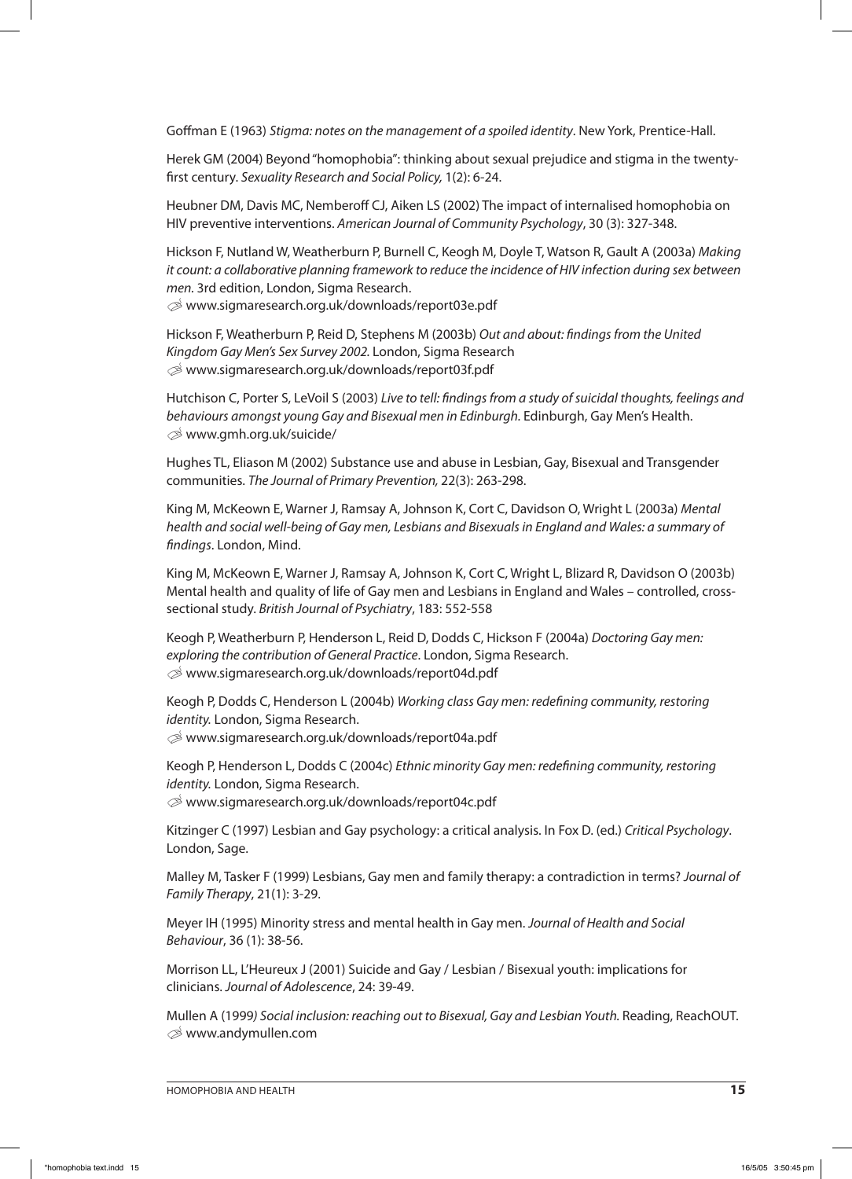Goffman E (1963) *Stigma: notes on the management of a spoiled identity*. New York, Prentice-Hall.

Herek GM (2004) Beyond "homophobia": thinking about sexual prejudice and stigma in the twenty-first century. *Sexuality Research and Social Policy,* 1(2): 6-24.

Heubner DM, Davis MC, Nemberoff CJ, Aiken LS (2002) The impact of internalised homophobia on HIV preventive interventions. *American Journal of Community Psychology*, 30 (3): 327-348.

Hickson F, Nutland W, Weatherburn P, Burnell C, Keogh M, Doyle T, Watson R, Gault A (2003a) *Making it count: a collaborative planning framework to reduce the incidence of HIV infection during sex between men.* 3rd edition, London, Sigma Research.
✐ www.sigmaresearch.org.uk/downloads/report03e.pdf

Hickson F, Weatherburn P, Reid D, Stephens M (2003b) *Out and about: findings from the United Kingdom Gay Men's Sex Survey 2002.* London, Sigma Research
✐ www.sigmaresearch.org.uk/downloads/report03f.pdf

Hutchison C, Porter S, LeVoil S (2003) *Live to tell: findings from a study of suicidal thoughts, feelings and behaviours amongst young Gay and Bisexual men in Edinburgh.* Edinburgh, Gay Men's Health.
✐ www.gmh.org.uk/suicide/

Hughes TL, Eliason M (2002) Substance use and abuse in Lesbian, Gay, Bisexual and Transgender communities. *The Journal of Primary Prevention,* 22(3): 263-298.

King M, McKeown E, Warner J, Ramsay A, Johnson K, Cort C, Davidson O, Wright L (2003a) *Mental health and social well-being of Gay men, Lesbians and Bisexuals in England and Wales: a summary of findings*. London, Mind.

King M, McKeown E, Warner J, Ramsay A, Johnson K, Cort C, Wright L, Blizard R, Davidson O (2003b) Mental health and quality of life of Gay men and Lesbians in England and Wales – controlled, cross-sectional study. *British Journal of Psychiatry*, 183: 552-558

Keogh P, Weatherburn P, Henderson L, Reid D, Dodds C, Hickson F (2004a) *Doctoring Gay men: exploring the contribution of General Practice.* London, Sigma Research.
✐ www.sigmaresearch.org.uk/downloads/report04d.pdf

Keogh P, Dodds C, Henderson L (2004b) *Working class Gay men: redefining community, restoring identity.* London, Sigma Research.
✐ www.sigmaresearch.org.uk/downloads/report04a.pdf

Keogh P, Henderson L, Dodds C (2004c) *Ethnic minority Gay men: redefining community, restoring identity.* London, Sigma Research.
✐ www.sigmaresearch.org.uk/downloads/report04c.pdf

Kitzinger C (1997) Lesbian and Gay psychology: a critical analysis. In Fox D. (ed.) *Critical Psychology*. London, Sage.

Malley M, Tasker F (1999) Lesbians, Gay men and family therapy: a contradiction in terms? *Journal of Family Therapy*, 21(1): 3-29.

Meyer IH (1995) Minority stress and mental health in Gay men. *Journal of Health and Social Behaviour*, 36 (1): 38-56.

Morrison LL, L'Heureux J (2001) Suicide and Gay / Lesbian / Bisexual youth: implications for clinicians. *Journal of Adolescence*, 24: 39-49.

Mullen A (1999*) Social inclusion: reaching out to Bisexual, Gay and Lesbian Youth.* Reading, ReachOUT.
✐ www.andymullen.com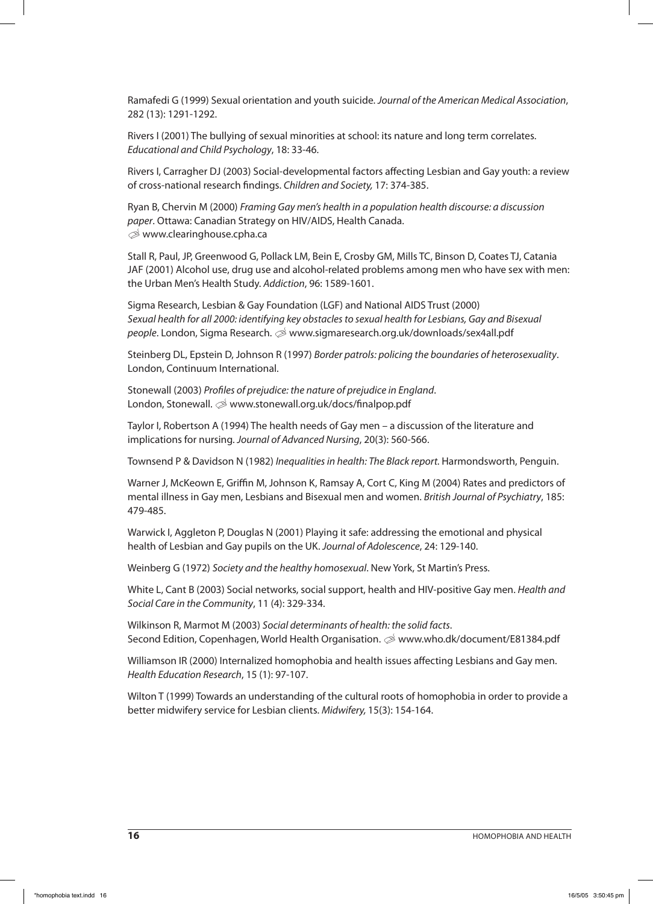Ramafedi G (1999) Sexual orientation and youth suicide. *Journal of the American Medical Association*, 282 (13): 1291-1292.

Rivers I (2001) The bullying of sexual minorities at school: its nature and long term correlates. *Educational and Child Psychology*, 18: 33-46.

Rivers I, Carragher DJ (2003) Social-developmental factors affecting Lesbian and Gay youth: a review of cross-national research findings. *Children and Society,* 17: 374-385.

Ryan B, Chervin M (2000) *Framing Gay men's health in a population health discourse: a discussion paper*. Ottawa: Canadian Strategy on HIV/AIDS, Health Canada.
www.clearinghouse.cpha.ca

Stall R, Paul, JP, Greenwood G, Pollack LM, Bein E, Crosby GM, Mills TC, Binson D, Coates TJ, Catania JAF (2001) Alcohol use, drug use and alcohol-related problems among men who have sex with men: the Urban Men's Health Study. *Addiction*, 96: 1589-1601.

Sigma Research, Lesbian & Gay Foundation (LGF) and National AIDS Trust (2000) *Sexual health for all 2000: identifying key obstacles to sexual health for Lesbians, Gay and Bisexual people*. London, Sigma Research. www.sigmaresearch.org.uk/downloads/sex4all.pdf

Steinberg DL, Epstein D, Johnson R (1997) *Border patrols: policing the boundaries of heterosexuality*. London, Continuum International.

Stonewall (2003) *Profiles of prejudice: the nature of prejudice in England*. London, Stonewall. www.stonewall.org.uk/docs/finalpop.pdf

Taylor I, Robertson A (1994) The health needs of Gay men – a discussion of the literature and implications for nursing. *Journal of Advanced Nursing*, 20(3): 560-566.

Townsend P & Davidson N (1982) *Inequalities in health: The Black report*. Harmondsworth, Penguin.

Warner J, McKeown E, Griffin M, Johnson K, Ramsay A, Cort C, King M (2004) Rates and predictors of mental illness in Gay men, Lesbians and Bisexual men and women. *British Journal of Psychiatry*, 185: 479-485.

Warwick I, Aggleton P, Douglas N (2001) Playing it safe: addressing the emotional and physical health of Lesbian and Gay pupils on the UK. *Journal of Adolescence*, 24: 129-140.

Weinberg G (1972) *Society and the healthy homosexual*. New York, St Martin's Press.

White L, Cant B (2003) Social networks, social support, health and HIV-positive Gay men. *Health and Social Care in the Community*, 11 (4): 329-334.

Wilkinson R, Marmot M (2003) *Social determinants of health: the solid facts*. Second Edition, Copenhagen, World Health Organisation. www.who.dk/document/E81384.pdf

Williamson IR (2000) Internalized homophobia and health issues affecting Lesbians and Gay men. *Health Education Research*, 15 (1): 97-107.

Wilton T (1999) Towards an understanding of the cultural roots of homophobia in order to provide a better midwifery service for Lesbian clients. *Midwifery,* 15(3): 154-164.